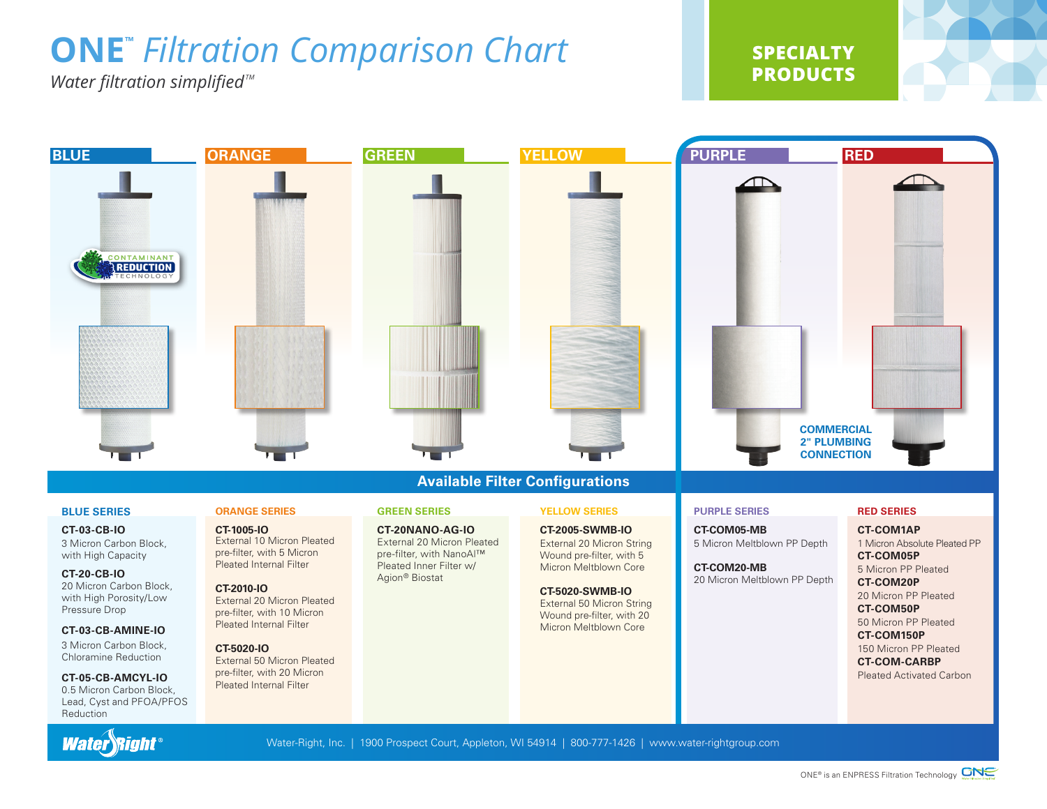# ONE™ *Filtration Comparison Chart*

*Water filtration simplified™*

**SPECIALTY PRODUCTS**

BLUE | ORANGE | GREEN | YELLOW | PURPLE | RED

CONTAMINANT REDUCTION TECHNOLOGY

COMMERCIAL 2" PLUMBING CONNECTION

## Available Filter Configurations

### BLUE SERIES

**CT-03-CB-IO**
3 Micron Carbon Block, with High Capacity

**CT-20-CB-IO**
20 Micron Carbon Block, with High Porosity/Low Pressure Drop

**CT-03-CB-AMINE-IO**
3 Micron Carbon Block, Chloramine Reduction

**CT-05-CB-AMCYL-IO**
0.5 Micron Carbon Block, Lead, Cyst and PFOA/PFOS Reduction

### ORANGE SERIES

**CT-1005-IO**
External 10 Micron Pleated pre-filter, with 5 Micron Pleated Internal Filter

**CT-2010-IO**
External 20 Micron Pleated pre-filter, with 10 Micron Pleated Internal Filter

**CT-5020-IO**
External 50 Micron Pleated pre-filter, with 20 Micron Pleated Internal Filter

### GREEN SERIES

**CT-20NANO-AG-IO**
External 20 Micron Pleated pre-filter, with NanoAl™ Pleated Inner Filter w/ Agion® Biostat

### YELLOW SERIES

**CT-2005-SWMB-IO**
External 20 Micron String Wound pre-filter, with 5 Micron Meltblown Core

**CT-5020-SWMB-IO**
External 50 Micron String Wound pre-filter, with 20 Micron Meltblown Core

### PURPLE SERIES

**CT-COM05-MB**
5 Micron Meltblown PP Depth

**CT-COM20-MB**
20 Micron Meltblown PP Depth

### RED SERIES

**CT-COM1AP**
1 Micron Absolute Pleated PP

**CT-COM05P**
5 Micron PP Pleated

**CT-COM20P**
20 Micron PP Pleated

**CT-COM50P**
50 Micron PP Pleated

**CT-COM150P**
150 Micron PP Pleated

**CT-COM-CARBP**
Pleated Activated Carbon

Water Right®

Water-Right, Inc. | 1900 Prospect Court, Appleton, WI 54914 | 800-777-1426 | www.water-rightgroup.com

ONE® is an ENPRESS Filtration Technology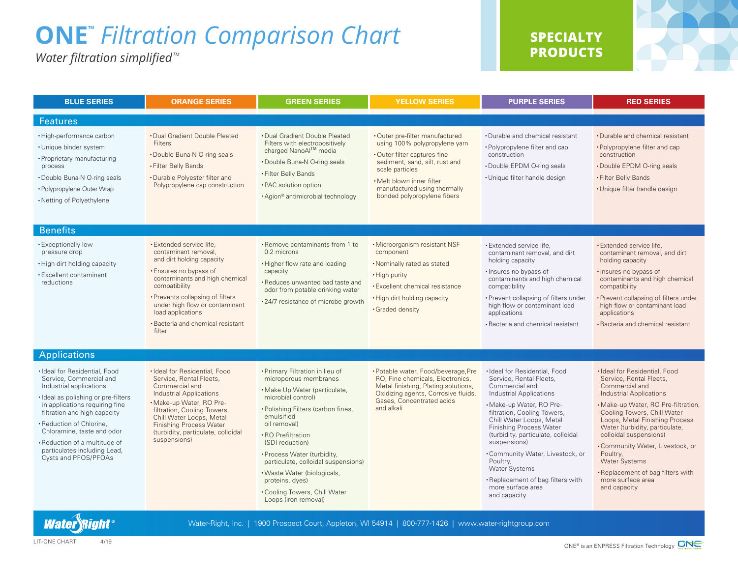# ONE™ *Filtration Comparison Chart*

*Water filtration simplified™*

**SPECIALTY PRODUCTS**

| BLUE SERIES | ORANGE SERIES | GREEN SERIES | YELLOW SERIES | PURPLE SERIES | RED SERIES |
|---|---|---|---|---|---|
| **Features** | | | | | |
| • High-performance carbon<br>• Unique binder system<br>• Proprietary manufacturing process<br>• Double Buna-N O-ring seals<br>• Polypropylene Outer Wrap<br>• Netting of Polyethylene | • Dual Gradient Double Pleated Filters<br>• Double Buna-N O-ring seals<br>• Filter Belly Bands<br>• Durable Polyester filter and Polypropylene cap construction | • Dual Gradient Double Pleated Filters with electropositively charged NanoAl™ media<br>• Double Buna-N O-ring seals<br>• Filter Belly Bands<br>• PAC solution option<br>• Agion® antimicrobial technology | • Outer pre-filter manufactured using 100% polypropylene yarn<br>• Outer filter captures fine sediment, sand, silt, rust and scale particles<br>• Melt blown inner filter manufactured using thermally bonded polypropylene fibers | • Durable and chemical resistant<br>• Polypropylene filter and cap construction<br>• Double EPDM O-ring seals<br>• Unique filter handle design | • Durable and chemical resistant<br>• Polypropylene filter and cap construction<br>• Double EPDM O-ring seals<br>• Filter Belly Bands<br>• Unique filter handle design |
| **Benefits** | | | | | |
| • Exceptionally low pressure drop<br>• High dirt holding capacity<br>• Excellent contaminant reductions | • Extended service life, contaminant removal, and dirt holding capacity<br>• Ensures no bypass of contaminants and high chemical compatibility<br>• Prevents collapsing of filters under high flow or contaminant load applications<br>• Bacteria and chemical resistant filter | • Remove contaminants from 1 to 0.2 microns<br>• Higher flow rate and loading capacity<br>• Reduces unwanted bad taste and odor from potable drinking water<br>• 24/7 resistance of microbe growth | • Microorganism resistant NSF component<br>• Nominally rated as stated<br>• High purity<br>• Excellent chemical resistance<br>• High dirt holding capacity<br>• Graded density | • Extended service life, contaminant removal, and dirt holding capacity<br>• Insures no bypass of contaminants and high chemical compatibility<br>• Prevent collapsing of filters under high flow or contaminant load applications<br>• Bacteria and chemical resistant | • Extended service life, contaminant removal, and dirt holding capacity<br>• Insures no bypass of contaminants and high chemical compatibility<br>• Prevent collapsing of filters under high flow or contaminant load applications<br>• Bacteria and chemical resistant |
| **Applications** | | | | | |
| • Ideal for Residential, Food Service, Commercial and Industrial applications<br>• Ideal as polishing or pre-filters in applications requiring fine filtration and high capacity<br>• Reduction of Chlorine, Chloramine, taste and odor<br>• Reduction of a multitude of particulates including Lead, Cysts and PFOS/PFOAs | • Ideal for Residential, Food Service, Rental Fleets, Commercial and Industrial Applications<br>• Make-up Water, RO Pre-filtration, Cooling Towers, Chill Water Loops, Metal Finishing Process Water (turbidity, particulate, colloidal suspensions) | • Primary Filtration in lieu of microporous membranes<br>• Make Up Water (particulate, microbial control)<br>• Polishing Filters (carbon fines, emulsified oil removal)<br>• RO Prefiltration (SDI reduction)<br>• Process Water (turbidity, particulate, colloidal suspensions)<br>• Waste Water (biologicals, proteins, dyes)<br>• Cooling Towers, Chill Water Loops (iron removal) | • Potable water, Food/beverage, Pre RO, Fine chemicals, Electronics, Metal finishing, Plating solutions, Oxidizing agents, Corrosive fluids, Gases, Concentrated acids and alkali | • Ideal for Residential, Food Service, Rental Fleets, Commercial and Industrial Applications<br>• Make-up Water, RO Pre-filtration, Cooling Towers, Chill Water Loops, Metal Finishing Process Water (turbidity, particulate, colloidal suspensions)<br>• Community Water, Livestock, or Poultry, Water Systems<br>• Replacement of bag filters with more surface area and capacity | • Ideal for Residential, Food Service, Rental Fleets, Commercial and Industrial Applications<br>• Make-up Water, RO Pre-filtration, Cooling Towers, Chill Water Loops, Metal Finishing Process Water (turbidity, particulate, colloidal suspensions)<br>• Community Water, Livestock, or Poultry, Water Systems<br>• Replacement of bag filters with more surface area and capacity |

**WaterRight®**

Water-Right, Inc. | 1900 Prospect Court, Appleton, WI 54914 | 800-777-1426 | www.water-rightgroup.com

LIT-ONE CHART 4/19

ONE® is an ENPRESS Filtration Technology